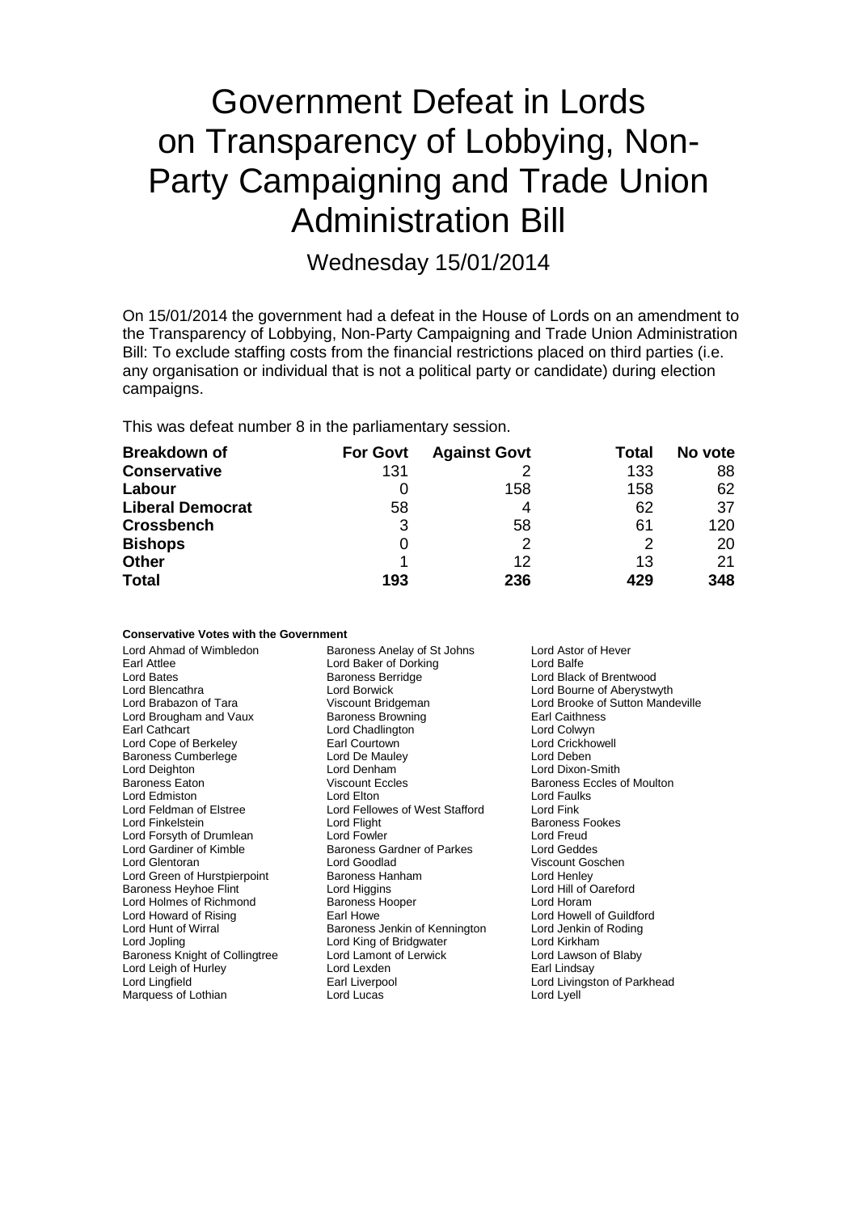# Government Defeat in Lords on Transparency of Lobbying, Non-Party Campaigning and Trade Union Administration Bill

Wednesday 15/01/2014

On 15/01/2014 the government had a defeat in the House of Lords on an amendment to the Transparency of Lobbying, Non-Party Campaigning and Trade Union Administration Bill: To exclude staffing costs from the financial restrictions placed on third parties (i.e. any organisation or individual that is not a political party or candidate) during election campaigns.

This was defeat number 8 in the parliamentary session.

| Breakdown of | For Govt | Against Govt | Total | No vote |
|---|---|---|---|---|
| **Conservative** | 131 | 2 | 133 | 88 |
| **Labour** | 0 | 158 | 158 | 62 |
| **Liberal Democrat** | 58 | 4 | 62 | 37 |
| **Crossbench** | 3 | 58 | 61 | 120 |
| **Bishops** | 0 | 2 | 2 | 20 |
| **Other** | 1 | 12 | 13 | 21 |
| **Total** | **193** | **236** | **429** | **348** |

**Conservative Votes with the Government**

Lord Ahmad of Wimbledon
Baroness Anelay of St Johns
Lord Astor of Hever
Earl Attlee
Lord Baker of Dorking
Lord Balfe
Lord Bates
Baroness Berridge
Lord Black of Brentwood
Lord Blencathra
Lord Borwick
Lord Bourne of Aberystwyth
Lord Brabazon of Tara
Viscount Bridgeman
Lord Brooke of Sutton Mandeville
Lord Brougham and Vaux
Baroness Browning
Earl Caithness
Earl Cathcart
Lord Chadlington
Lord Colwyn
Lord Cope of Berkeley
Earl Courtown
Lord Crickhowell
Baroness Cumberlege
Lord De Mauley
Lord Deben
Lord Deighton
Lord Denham
Lord Dixon-Smith
Baroness Eaton
Viscount Eccles
Baroness Eccles of Moulton
Lord Edmiston
Lord Elton
Lord Faulks
Lord Feldman of Elstree
Lord Fellowes of West Stafford
Lord Fink
Lord Finkelstein
Lord Flight
Baroness Fookes
Lord Forsyth of Drumlean
Lord Fowler
Lord Freud
Lord Gardiner of Kimble
Baroness Gardner of Parkes
Lord Geddes
Lord Glentoran
Lord Goodlad
Viscount Goschen
Lord Green of Hurstpierpoint
Baroness Hanham
Lord Henley
Baroness Heyhoe Flint
Lord Higgins
Lord Hill of Oareford
Lord Holmes of Richmond
Baroness Hooper
Lord Horam
Lord Howard of Rising
Earl Howe
Lord Howell of Guildford
Lord Hunt of Wirral
Baroness Jenkin of Kennington
Lord Jenkin of Roding
Lord Jopling
Lord King of Bridgwater
Lord Kirkham
Baroness Knight of Collingtree
Lord Lamont of Lerwick
Lord Lawson of Blaby
Lord Leigh of Hurley
Lord Lexden
Earl Lindsay
Lord Lingfield
Earl Liverpool
Lord Livingston of Parkhead
Marquess of Lothian
Lord Lucas
Lord Lyell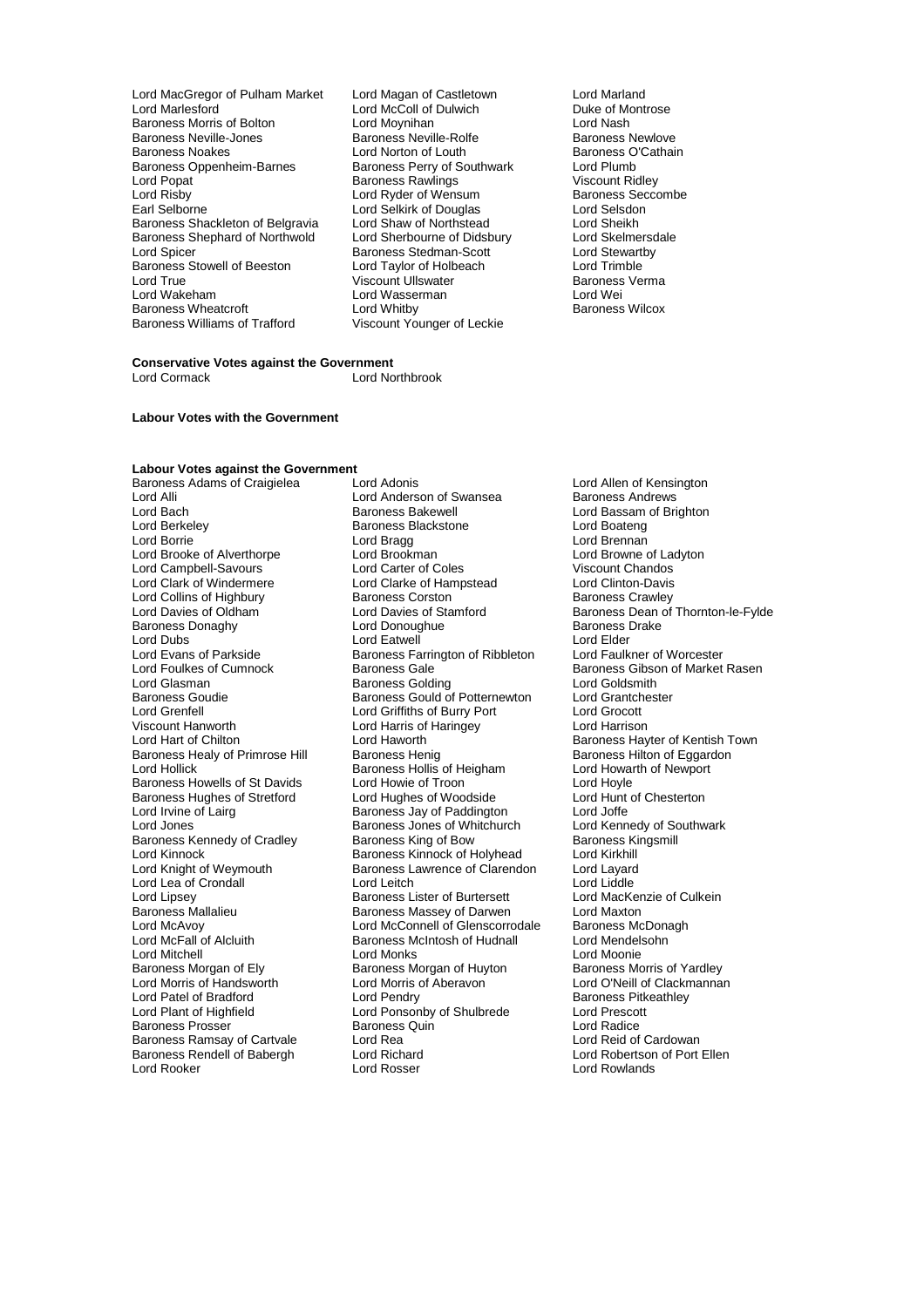Lord MacGregor of Pulham Market
Lord Magan of Castletown
Lord Marland
Lord Marlesford
Lord McColl of Dulwich
Duke of Montrose
Baroness Morris of Bolton
Lord Moynihan
Lord Nash
Baroness Neville-Jones
Baroness Neville-Rolfe
Baroness Newlove
Baroness Noakes
Lord Norton of Louth
Baroness O'Cathain
Baroness Oppenheim-Barnes
Baroness Perry of Southwark
Lord Plumb
Lord Popat
Baroness Rawlings
Viscount Ridley
Lord Risby
Lord Ryder of Wensum
Baroness Seccombe
Earl Selborne
Lord Selkirk of Douglas
Lord Selsdon
Baroness Shackleton of Belgravia
Lord Shaw of Northstead
Lord Sheikh
Baroness Shephard of Northwold
Lord Sherbourne of Didsbury
Lord Skelmersdale
Lord Spicer
Baroness Stedman-Scott
Lord Stewartby
Baroness Stowell of Beeston
Lord Taylor of Holbeach
Lord Trimble
Lord True
Viscount Ullswater
Baroness Verma
Lord Wakeham
Lord Wasserman
Lord Wei
Baroness Wheatcroft
Lord Whitby
Baroness Wilcox
Baroness Williams of Trafford
Viscount Younger of Leckie

**Conservative Votes against the Government**

Lord Cormack
Lord Northbrook

**Labour Votes with the Government**

**Labour Votes against the Government**

Baroness Adams of Craigielea
Lord Adonis
Lord Allen of Kensington
Lord Alli
Lord Anderson of Swansea
Baroness Andrews
Lord Bach
Baroness Bakewell
Lord Bassam of Brighton
Lord Berkeley
Baroness Blackstone
Lord Boateng
Lord Borrie
Lord Bragg
Lord Brennan
Lord Brooke of Alverthorpe
Lord Brookman
Lord Browne of Ladyton
Lord Campbell-Savours
Lord Carter of Coles
Viscount Chandos
Lord Clark of Windermere
Lord Clarke of Hampstead
Lord Clinton-Davis
Lord Collins of Highbury
Baroness Corston
Baroness Crawley
Lord Davies of Oldham
Lord Davies of Stamford
Baroness Dean of Thornton-le-Fylde
Baroness Donaghy
Lord Donoughue
Baroness Drake
Lord Dubs
Lord Eatwell
Lord Elder
Lord Evans of Parkside
Baroness Farrington of Ribbleton
Lord Faulkner of Worcester
Lord Foulkes of Cumnock
Baroness Gale
Baroness Gibson of Market Rasen
Lord Glasman
Baroness Golding
Lord Goldsmith
Baroness Goudie
Baroness Gould of Potternewton
Lord Grantchester
Lord Grenfell
Lord Griffiths of Burry Port
Lord Grocott
Viscount Hanworth
Lord Harris of Haringey
Lord Harrison
Lord Hart of Chilton
Lord Haworth
Baroness Hayter of Kentish Town
Baroness Healy of Primrose Hill
Baroness Henig
Baroness Hilton of Eggardon
Lord Hollick
Baroness Hollis of Heigham
Lord Howarth of Newport
Baroness Howells of St Davids
Lord Howie of Troon
Lord Hoyle
Baroness Hughes of Stretford
Lord Hughes of Woodside
Lord Hunt of Chesterton
Lord Irvine of Lairg
Baroness Jay of Paddington
Lord Joffe
Lord Jones
Baroness Jones of Whitchurch
Lord Kennedy of Southwark
Baroness Kennedy of Cradley
Baroness King of Bow
Baroness Kingsmill
Lord Kinnock
Baroness Kinnock of Holyhead
Lord Kirkhill
Lord Knight of Weymouth
Baroness Lawrence of Clarendon
Lord Layard
Lord Lea of Crondall
Lord Leitch
Lord Liddle
Lord Lipsey
Baroness Lister of Burtersett
Lord MacKenzie of Culkein
Baroness Mallalieu
Baroness Massey of Darwen
Lord Maxton
Lord McAvoy
Lord McConnell of Glenscorrodale
Baroness McDonagh
Lord McFall of Alcluith
Baroness McIntosh of Hudnall
Lord Mendelsohn
Lord Mitchell
Lord Monks
Lord Moonie
Baroness Morgan of Ely
Baroness Morgan of Huyton
Baroness Morris of Yardley
Lord Morris of Handsworth
Lord Morris of Aberavon
Lord O'Neill of Clackmannan
Lord Patel of Bradford
Lord Pendry
Baroness Pitkeathley
Lord Plant of Highfield
Lord Ponsonby of Shulbrede
Lord Prescott
Baroness Prosser
Baroness Quin
Lord Radice
Baroness Ramsay of Cartvale
Lord Rea
Lord Reid of Cardowan
Baroness Rendell of Babergh
Lord Richard
Lord Robertson of Port Ellen
Lord Rooker
Lord Rosser
Lord Rowlands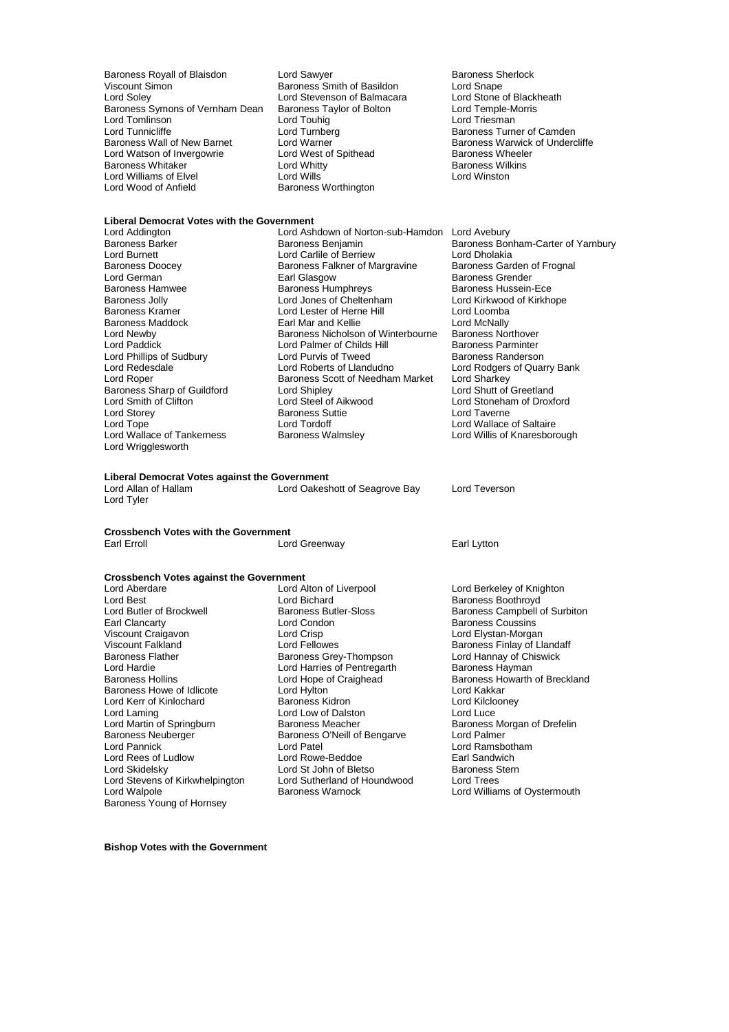Baroness Royall of Blaisdon
Lord Sawyer
Baroness Sherlock
Viscount Simon
Baroness Smith of Basildon
Lord Snape
Lord Soley
Lord Stevenson of Balmacara
Lord Stone of Blackheath
Baroness Symons of Vernham Dean
Baroness Taylor of Bolton
Lord Temple-Morris
Lord Tomlinson
Lord Touhig
Lord Triesman
Lord Tunnicliffe
Lord Turnberg
Baroness Turner of Camden
Baroness Wall of New Barnet
Lord Warner
Baroness Warwick of Undercliffe
Lord Watson of Invergowrie
Lord West of Spithead
Baroness Wheeler
Baroness Whitaker
Lord Whitty
Baroness Wilkins
Lord Williams of Elvel
Lord Wills
Lord Winston
Lord Wood of Anfield
Baroness Worthington

**Liberal Democrat Votes with the Government**

Lord Addington
Lord Ashdown of Norton-sub-Hamdon
Lord Avebury
Baroness Barker
Baroness Benjamin
Baroness Bonham-Carter of Yarnbury
Lord Burnett
Lord Carlile of Berriew
Lord Dholakia
Baroness Doocey
Baroness Falkner of Margravine
Baroness Garden of Frognal
Lord German
Earl Glasgow
Baroness Grender
Baroness Hamwee
Baroness Humphreys
Baroness Hussein-Ece
Baroness Jolly
Lord Jones of Cheltenham
Lord Kirkwood of Kirkhope
Baroness Kramer
Lord Lester of Herne Hill
Lord Loomba
Baroness Maddock
Earl Mar and Kellie
Lord McNally
Lord Newby
Baroness Nicholson of Winterbourne
Baroness Northover
Lord Paddick
Lord Palmer of Childs Hill
Baroness Parminter
Lord Phillips of Sudbury
Lord Purvis of Tweed
Baroness Randerson
Lord Redesdale
Lord Roberts of Llandudno
Lord Rodgers of Quarry Bank
Lord Roper
Baroness Scott of Needham Market
Lord Sharkey
Baroness Sharp of Guildford
Lord Shipley
Lord Shutt of Greetland
Lord Smith of Clifton
Lord Steel of Aikwood
Lord Stoneham of Droxford
Lord Storey
Baroness Suttie
Lord Taverne
Lord Tope
Lord Tordoff
Lord Wallace of Saltaire
Lord Wallace of Tankerness
Baroness Walmsley
Lord Willis of Knaresborough
Lord Wrigglesworth

**Liberal Democrat Votes against the Government**

Lord Allan of Hallam
Lord Oakeshott of Seagrove Bay
Lord Teverson
Lord Tyler

**Crossbench Votes with the Government**

Earl Erroll
Lord Greenway
Earl Lytton

**Crossbench Votes against the Government**

Lord Aberdare
Lord Alton of Liverpool
Lord Berkeley of Knighton
Lord Best
Lord Bichard
Baroness Boothroyd
Lord Butler of Brockwell
Baroness Butler-Sloss
Baroness Campbell of Surbiton
Earl Clancarty
Lord Condon
Baroness Coussins
Viscount Craigavon
Lord Crisp
Lord Elystan-Morgan
Viscount Falkland
Lord Fellowes
Baroness Finlay of Llandaff
Baroness Flather
Baroness Grey-Thompson
Lord Hannay of Chiswick
Lord Hardie
Lord Harries of Pentregarth
Baroness Hayman
Baroness Hollins
Lord Hope of Craighead
Baroness Howarth of Breckland
Baroness Howe of Idlicote
Lord Hylton
Lord Kakkar
Lord Kerr of Kinlochard
Baroness Kidron
Lord Kilclooney
Lord Laming
Lord Low of Dalston
Lord Luce
Lord Martin of Springburn
Baroness Meacher
Baroness Morgan of Drefelin
Baroness Neuberger
Baroness O'Neill of Bengarve
Lord Palmer
Lord Pannick
Lord Patel
Lord Ramsbotham
Lord Rees of Ludlow
Lord Rowe-Beddoe
Earl Sandwich
Lord Skidelsky
Lord St John of Bletso
Baroness Stern
Lord Stevens of Kirkwhelpington
Lord Sutherland of Houndwood
Lord Trees
Lord Walpole
Baroness Warnock
Lord Williams of Oystermouth
Baroness Young of Hornsey

**Bishop Votes with the Government**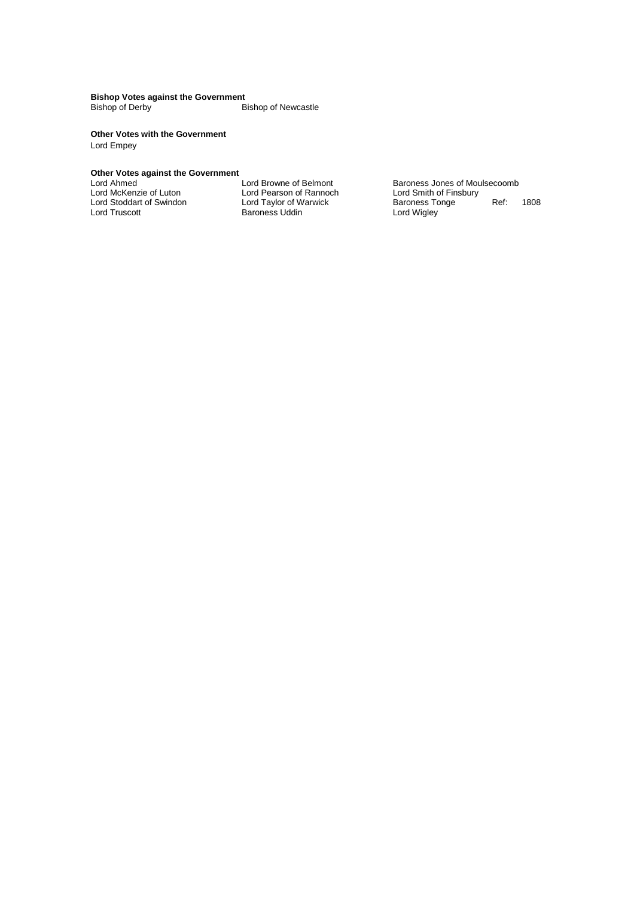**Bishop Votes against the Government**

Bishop of Derby

Bishop of Newcastle

**Other Votes with the Government**

Lord Empey

**Other Votes against the Government**

Lord Ahmed

Lord Browne of Belmont

Baroness Jones of Moulsecoomb

Lord McKenzie of Luton

Lord Pearson of Rannoch

Lord Smith of Finsbury

Lord Stoddart of Swindon

Lord Taylor of Warwick

Baroness Tonge

Lord Truscott

Baroness Uddin

Lord Wigley

Ref: 1808